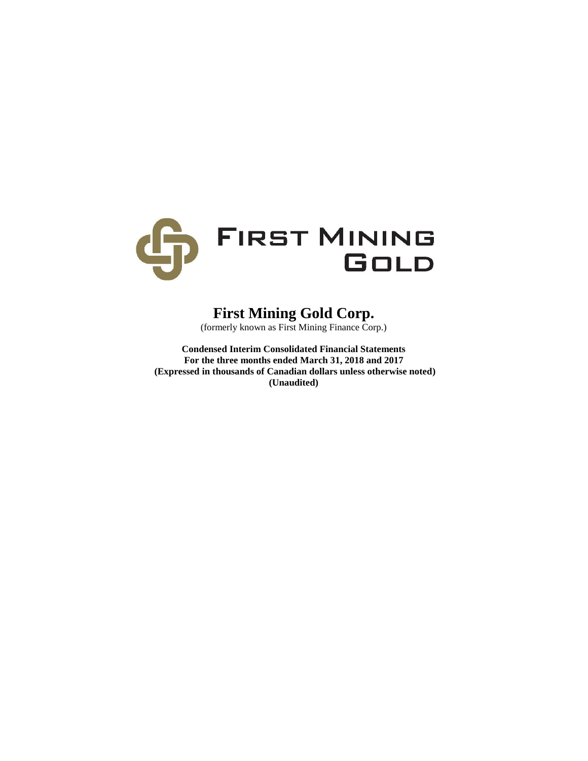FIRST MINING GOLD

# First Mining Gold Corp.

(formerly known as First Mining Finance Corp.)

**Condensed Interim Consolidated Financial Statements**
**For the three months ended March 31, 2018 and 2017**
**(Expressed in thousands of Canadian dollars unless otherwise noted)**
**(Unaudited)**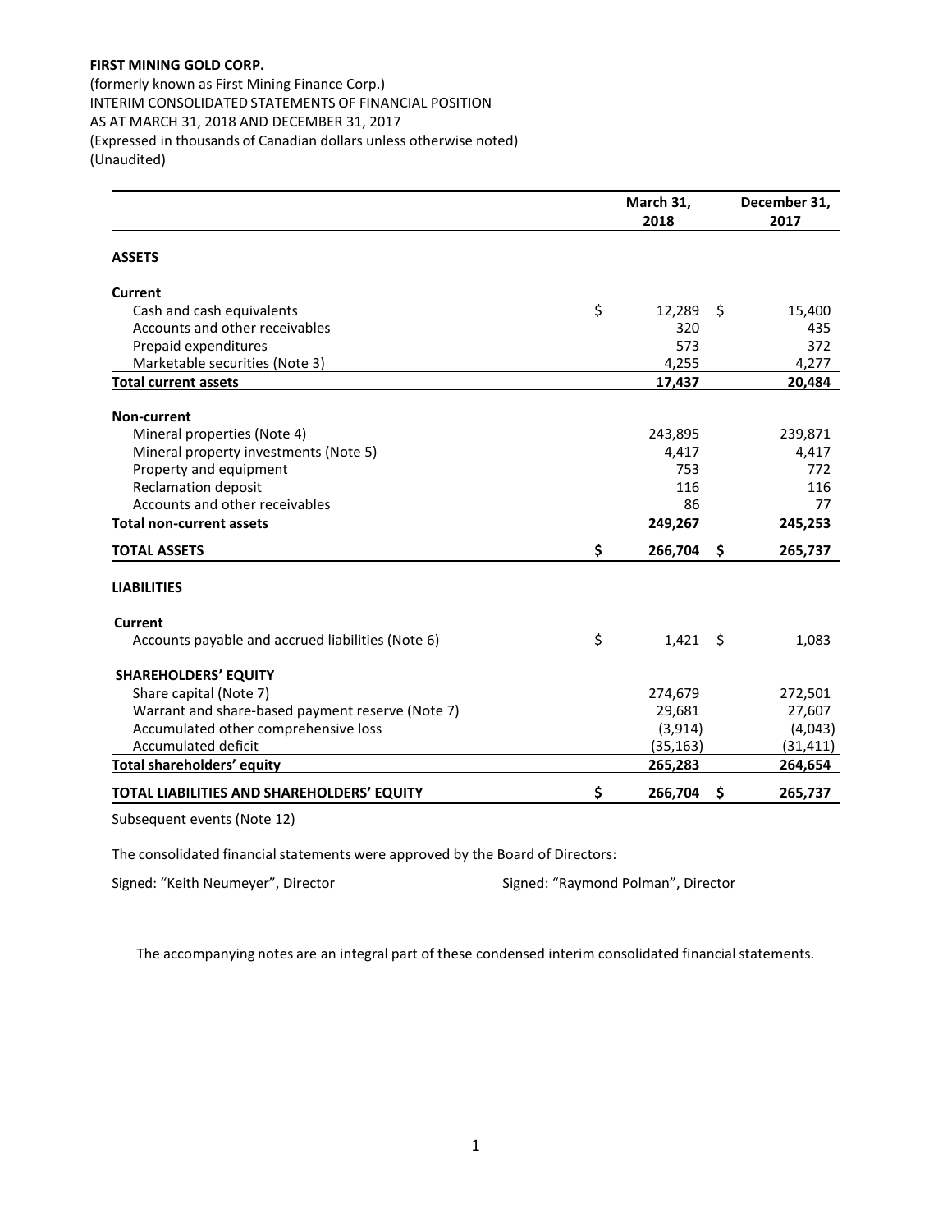**FIRST MINING GOLD CORP.**
(formerly known as First Mining Finance Corp.)
INTERIM CONSOLIDATED STATEMENTS OF FINANCIAL POSITION
AS AT MARCH 31, 2018 AND DECEMBER 31, 2017
(Expressed in thousands of Canadian dollars unless otherwise noted)
(Unaudited)

| | March 31, 2018 | December 31, 2017 |
|---|---|---|
| **ASSETS** | | |
| **Current** | | |
| Cash and cash equivalents | $ 12,289 | $ 15,400 |
| Accounts and other receivables | 320 | 435 |
| Prepaid expenditures | 573 | 372 |
| Marketable securities (Note 3) | 4,255 | 4,277 |
| **Total current assets** | **17,437** | **20,484** |
| **Non-current** | | |
| Mineral properties (Note 4) | 243,895 | 239,871 |
| Mineral property investments (Note 5) | 4,417 | 4,417 |
| Property and equipment | 753 | 772 |
| Reclamation deposit | 116 | 116 |
| Accounts and other receivables | 86 | 77 |
| **Total non-current assets** | **249,267** | **245,253** |
| **TOTAL ASSETS** | **$ 266,704** | **$ 265,737** |
| **LIABILITIES** | | |
| **Current** | | |
| Accounts payable and accrued liabilities (Note 6) | $ 1,421 | $ 1,083 |
| **SHAREHOLDERS' EQUITY** | | |
| Share capital (Note 7) | 274,679 | 272,501 |
| Warrant and share-based payment reserve (Note 7) | 29,681 | 27,607 |
| Accumulated other comprehensive loss | (3,914) | (4,043) |
| Accumulated deficit | (35,163) | (31,411) |
| **Total shareholders' equity** | **265,283** | **264,654** |
| **TOTAL LIABILITIES AND SHAREHOLDERS' EQUITY** | **$ 266,704** | **$ 265,737** |

Subsequent events (Note 12)

The consolidated financial statements were approved by the Board of Directors:

Signed: "Keith Neumeyer", Director    Signed: "Raymond Polman", Director

The accompanying notes are an integral part of these condensed interim consolidated financial statements.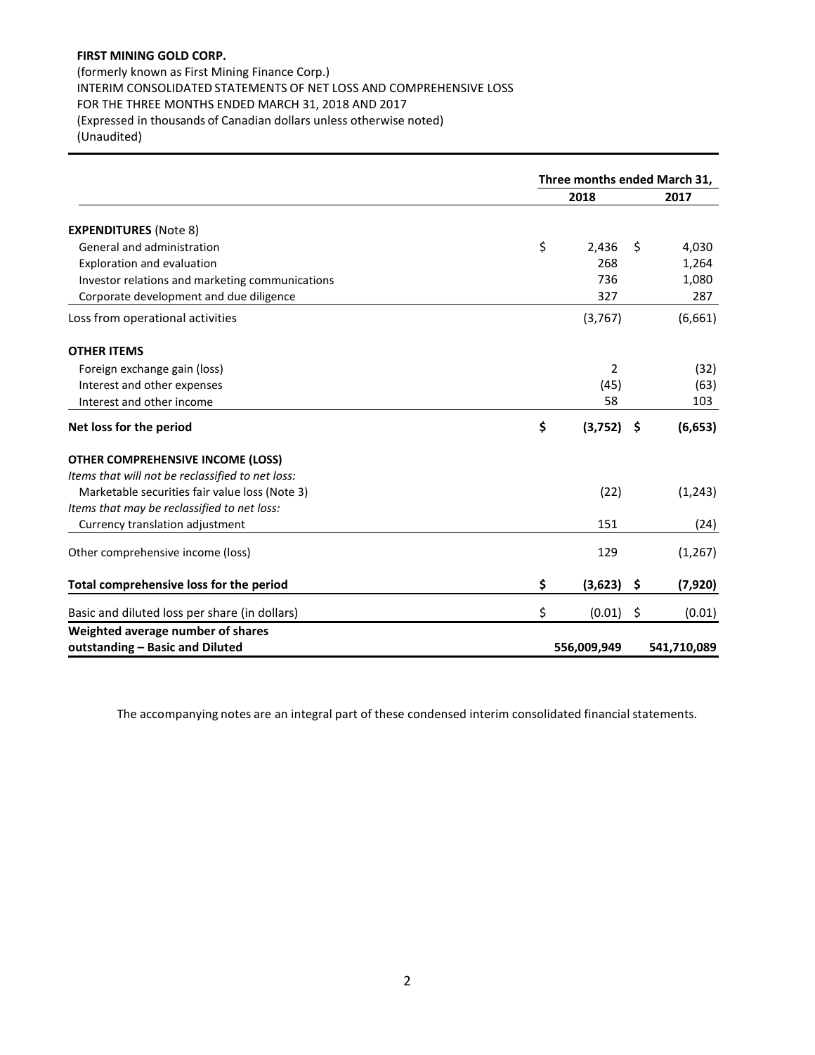**FIRST MINING GOLD CORP.**

(formerly known as First Mining Finance Corp.)
INTERIM CONSOLIDATED STATEMENTS OF NET LOSS AND COMPREHENSIVE LOSS
FOR THE THREE MONTHS ENDED MARCH 31, 2018 AND 2017
(Expressed in thousands of Canadian dollars unless otherwise noted)
(Unaudited)

| | Three months ended March 31, | |
|---|---|---|
| | **2018** | **2017** |
| **EXPENDITURES** (Note 8) | | |
| General and administration | $ 2,436 | $ 4,030 |
| Exploration and evaluation | 268 | 1,264 |
| Investor relations and marketing communications | 736 | 1,080 |
| Corporate development and due diligence | 327 | 287 |
| Loss from operational activities | (3,767) | (6,661) |
| **OTHER ITEMS** | | |
| Foreign exchange gain (loss) | 2 | (32) |
| Interest and other expenses | (45) | (63) |
| Interest and other income | 58 | 103 |
| **Net loss for the period** | **$ (3,752)** | **$ (6,653)** |
| **OTHER COMPREHENSIVE INCOME (LOSS)** | | |
| *Items that will not be reclassified to net loss:* | | |
| Marketable securities fair value loss (Note 3) | (22) | (1,243) |
| *Items that may be reclassified to net loss:* | | |
| Currency translation adjustment | 151 | (24) |
| Other comprehensive income (loss) | 129 | (1,267) |
| **Total comprehensive loss for the period** | **$ (3,623)** | **$ (7,920)** |
| Basic and diluted loss per share (in dollars) | $ (0.01) | $ (0.01) |
| **Weighted average number of shares outstanding – Basic and Diluted** | **556,009,949** | **541,710,089** |

The accompanying notes are an integral part of these condensed interim consolidated financial statements.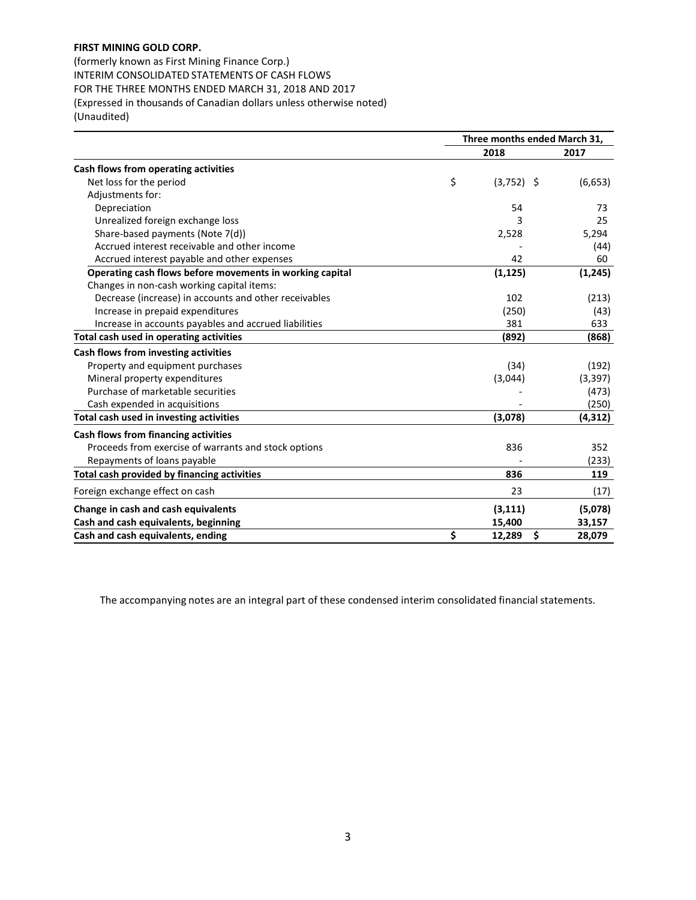**FIRST MINING GOLD CORP.**

(formerly known as First Mining Finance Corp.)
INTERIM CONSOLIDATED STATEMENTS OF CASH FLOWS
FOR THE THREE MONTHS ENDED MARCH 31, 2018 AND 2017
(Expressed in thousands of Canadian dollars unless otherwise noted)
(Unaudited)

| | Three months ended March 31, | |
|---|---|---|
| | **2018** | **2017** |
| **Cash flows from operating activities** | | |
| Net loss for the period | $ (3,752) | $ (6,653) |
| Adjustments for: | | |
| Depreciation | 54 | 73 |
| Unrealized foreign exchange loss | 3 | 25 |
| Share-based payments (Note 7(d)) | 2,528 | 5,294 |
| Accrued interest receivable and other income | - | (44) |
| Accrued interest payable and other expenses | 42 | 60 |
| **Operating cash flows before movements in working capital** | **(1,125)** | **(1,245)** |
| Changes in non-cash working capital items: | | |
| Decrease (increase) in accounts and other receivables | 102 | (213) |
| Increase in prepaid expenditures | (250) | (43) |
| Increase in accounts payables and accrued liabilities | 381 | 633 |
| **Total cash used in operating activities** | **(892)** | **(868)** |
| **Cash flows from investing activities** | | |
| Property and equipment purchases | (34) | (192) |
| Mineral property expenditures | (3,044) | (3,397) |
| Purchase of marketable securities | - | (473) |
| Cash expended in acquisitions | - | (250) |
| **Total cash used in investing activities** | **(3,078)** | **(4,312)** |
| **Cash flows from financing activities** | | |
| Proceeds from exercise of warrants and stock options | 836 | 352 |
| Repayments of loans payable | - | (233) |
| **Total cash provided by financing activities** | **836** | **119** |
| Foreign exchange effect on cash | 23 | (17) |
| **Change in cash and cash equivalents** | **(3,111)** | **(5,078)** |
| **Cash and cash equivalents, beginning** | **15,400** | **33,157** |
| **Cash and cash equivalents, ending** | **$ 12,289** | **$ 28,079** |

The accompanying notes are an integral part of these condensed interim consolidated financial statements.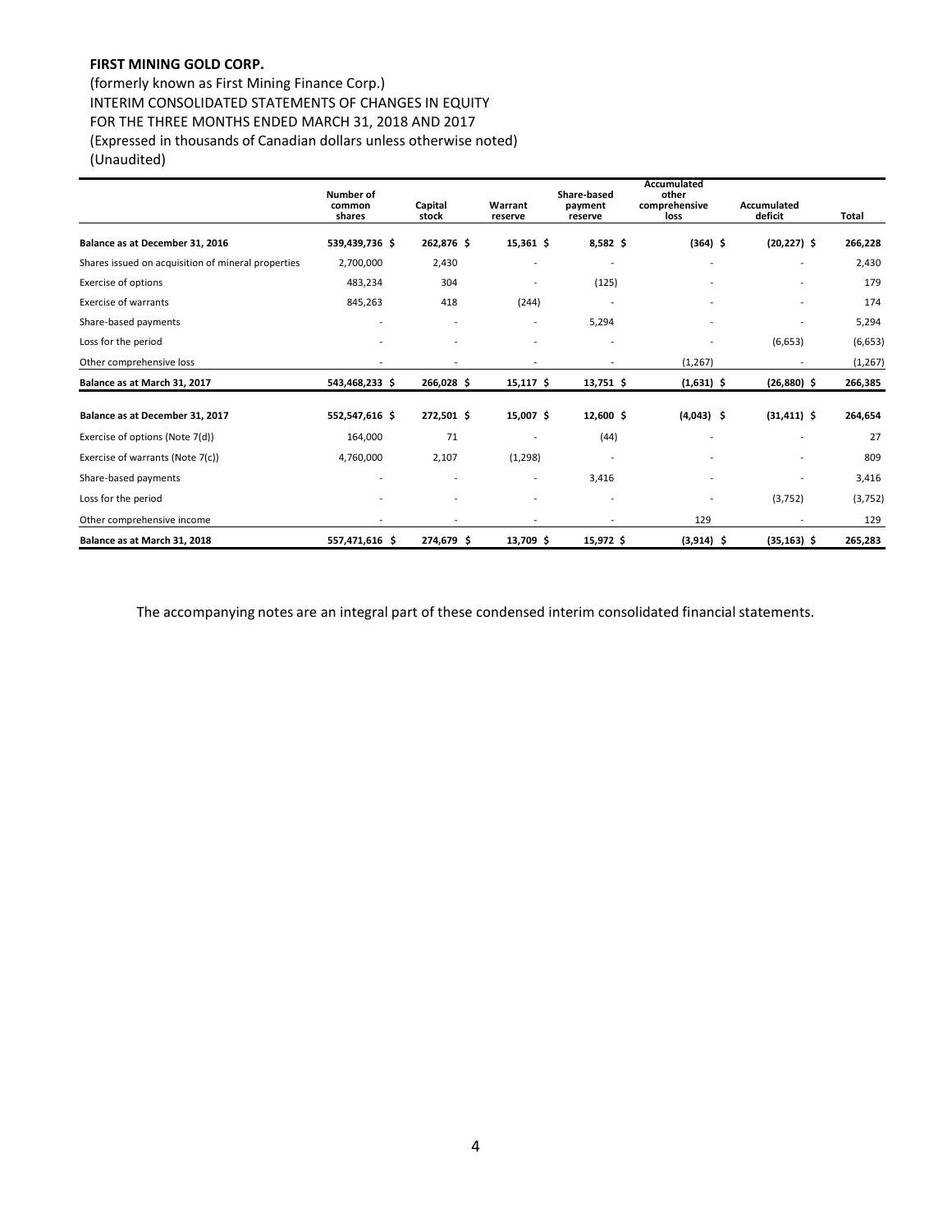**FIRST MINING GOLD CORP.**

(formerly known as First Mining Finance Corp.)
INTERIM CONSOLIDATED STATEMENTS OF CHANGES IN EQUITY
FOR THE THREE MONTHS ENDED MARCH 31, 2018 AND 2017
(Expressed in thousands of Canadian dollars unless otherwise noted)
(Unaudited)

| | Number of common shares | Capital stock | Warrant reserve | Share-based payment reserve | Accumulated other comprehensive loss | Accumulated deficit | Total |
|---|---|---|---|---|---|---|---|
| **Balance as at December 31, 2016** | **539,439,736 $** | **262,876 $** | **15,361 $** | **8,582 $** | **(364) $** | **(20,227) $** | **266,228** |
| Shares issued on acquisition of mineral properties | 2,700,000 | 2,430 | - | - | - | - | 2,430 |
| Exercise of options | 483,234 | 304 | - | (125) | - | - | 179 |
| Exercise of warrants | 845,263 | 418 | (244) | - | - | - | 174 |
| Share-based payments | - | - | - | 5,294 | - | - | 5,294 |
| Loss for the period | - | - | - | - | - | (6,653) | (6,653) |
| Other comprehensive loss | - | - | - | - | (1,267) | - | (1,267) |
| **Balance as at March 31, 2017** | **543,468,233 $** | **266,028 $** | **15,117 $** | **13,751 $** | **(1,631) $** | **(26,880) $** | **266,385** |
| **Balance as at December 31, 2017** | **552,547,616 $** | **272,501 $** | **15,007 $** | **12,600 $** | **(4,043) $** | **(31,411) $** | **264,654** |
| Exercise of options (Note 7(d)) | 164,000 | 71 | - | (44) | - | - | 27 |
| Exercise of warrants (Note 7(c)) | 4,760,000 | 2,107 | (1,298) | - | - | - | 809 |
| Share-based payments | - | - | - | 3,416 | - | - | 3,416 |
| Loss for the period | - | - | - | - | - | (3,752) | (3,752) |
| Other comprehensive income | - | - | - | - | 129 | - | 129 |
| **Balance as at March 31, 2018** | **557,471,616 $** | **274,679 $** | **13,709 $** | **15,972 $** | **(3,914) $** | **(35,163) $** | **265,283** |

The accompanying notes are an integral part of these condensed interim consolidated financial statements.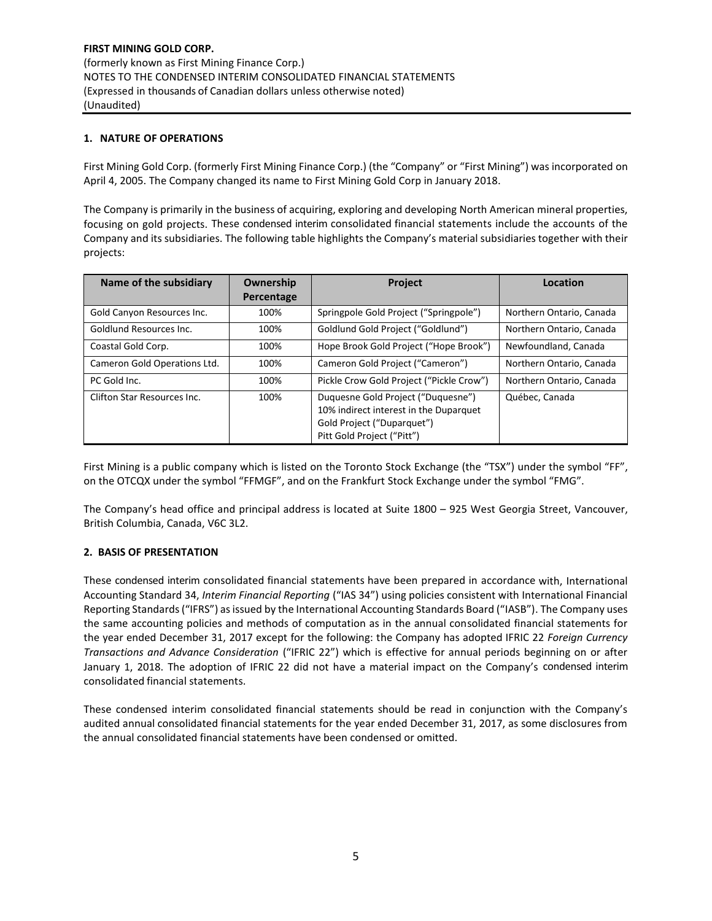**FIRST MINING GOLD CORP.**
(formerly known as First Mining Finance Corp.)
NOTES TO THE CONDENSED INTERIM CONSOLIDATED FINANCIAL STATEMENTS
(Expressed in thousands of Canadian dollars unless otherwise noted)
(Unaudited)

## 1. NATURE OF OPERATIONS

First Mining Gold Corp. (formerly First Mining Finance Corp.) (the "Company" or "First Mining") was incorporated on April 4, 2005. The Company changed its name to First Mining Gold Corp in January 2018.

The Company is primarily in the business of acquiring, exploring and developing North American mineral properties, focusing on gold projects. These condensed interim consolidated financial statements include the accounts of the Company and its subsidiaries. The following table highlights the Company's material subsidiaries together with their projects:

| Name of the subsidiary | Ownership Percentage | Project | Location |
|---|---|---|---|
| Gold Canyon Resources Inc. | 100% | Springpole Gold Project ("Springpole") | Northern Ontario, Canada |
| Goldlund Resources Inc. | 100% | Goldlund Gold Project ("Goldlund") | Northern Ontario, Canada |
| Coastal Gold Corp. | 100% | Hope Brook Gold Project ("Hope Brook") | Newfoundland, Canada |
| Cameron Gold Operations Ltd. | 100% | Cameron Gold Project ("Cameron") | Northern Ontario, Canada |
| PC Gold Inc. | 100% | Pickle Crow Gold Project ("Pickle Crow") | Northern Ontario, Canada |
| Clifton Star Resources Inc. | 100% | Duquesne Gold Project ("Duquesne")<br>10% indirect interest in the Duparquet Gold Project ("Duparquet")<br>Pitt Gold Project ("Pitt") | Québec, Canada |

First Mining is a public company which is listed on the Toronto Stock Exchange (the "TSX") under the symbol "FF", on the OTCQX under the symbol "FFMGF", and on the Frankfurt Stock Exchange under the symbol "FMG".

The Company's head office and principal address is located at Suite 1800 – 925 West Georgia Street, Vancouver, British Columbia, Canada, V6C 3L2.

## 2. BASIS OF PRESENTATION

These condensed interim consolidated financial statements have been prepared in accordance with, International Accounting Standard 34, *Interim Financial Reporting* ("IAS 34") using policies consistent with International Financial Reporting Standards ("IFRS") as issued by the International Accounting Standards Board ("IASB"). The Company uses the same accounting policies and methods of computation as in the annual consolidated financial statements for the year ended December 31, 2017 except for the following: the Company has adopted IFRIC 22 *Foreign Currency Transactions and Advance Consideration* ("IFRIC 22") which is effective for annual periods beginning on or after January 1, 2018. The adoption of IFRIC 22 did not have a material impact on the Company's condensed interim consolidated financial statements.

These condensed interim consolidated financial statements should be read in conjunction with the Company's audited annual consolidated financial statements for the year ended December 31, 2017, as some disclosures from the annual consolidated financial statements have been condensed or omitted.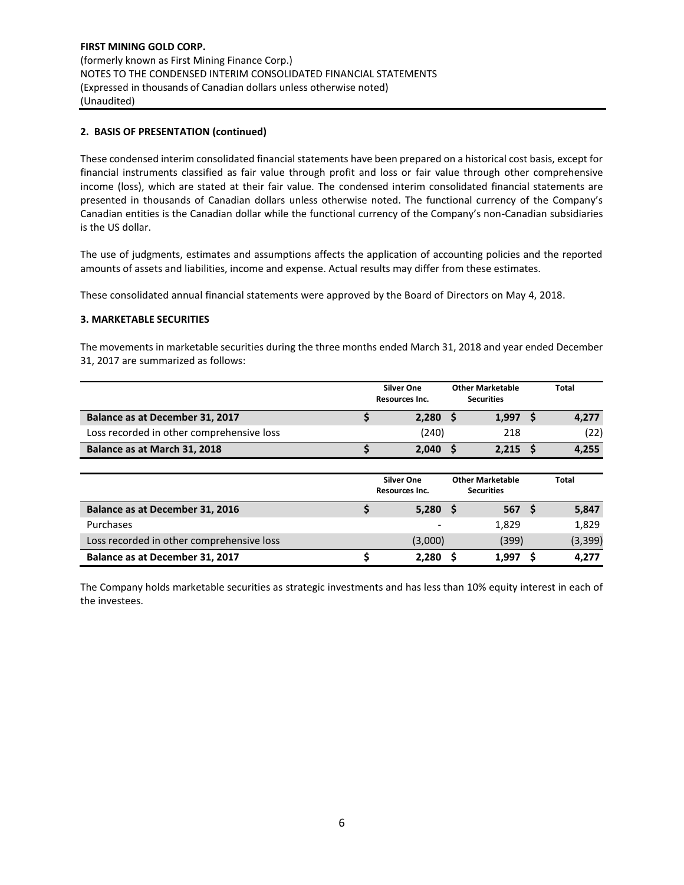## 2. BASIS OF PRESENTATION (continued)

These condensed interim consolidated financial statements have been prepared on a historical cost basis, except for financial instruments classified as fair value through profit and loss or fair value through other comprehensive income (loss), which are stated at their fair value. The condensed interim consolidated financial statements are presented in thousands of Canadian dollars unless otherwise noted. The functional currency of the Company's Canadian entities is the Canadian dollar while the functional currency of the Company's non-Canadian subsidiaries is the US dollar.

The use of judgments, estimates and assumptions affects the application of accounting policies and the reported amounts of assets and liabilities, income and expense. Actual results may differ from these estimates.

These consolidated annual financial statements were approved by the Board of Directors on May 4, 2018.

## 3. MARKETABLE SECURITIES

The movements in marketable securities during the three months ended March 31, 2018 and year ended December 31, 2017 are summarized as follows:

| | Silver One Resources Inc. | Other Marketable Securities | Total |
|---|---|---|---|
| **Balance as at December 31, 2017** | **$ 2,280** | **$ 1,997** | **$ 4,277** |
| Loss recorded in other comprehensive loss | (240) | 218 | (22) |
| **Balance as at March 31, 2018** | **$ 2,040** | **$ 2,215** | **$ 4,255** |

| | Silver One Resources Inc. | Other Marketable Securities | Total |
|---|---|---|---|
| **Balance as at December 31, 2016** | **$ 5,280** | **$ 567** | **$ 5,847** |
| Purchases | - | 1,829 | 1,829 |
| Loss recorded in other comprehensive loss | (3,000) | (399) | (3,399) |
| **Balance as at December 31, 2017** | **$ 2,280** | **$ 1,997** | **$ 4,277** |

The Company holds marketable securities as strategic investments and has less than 10% equity interest in each of the investees.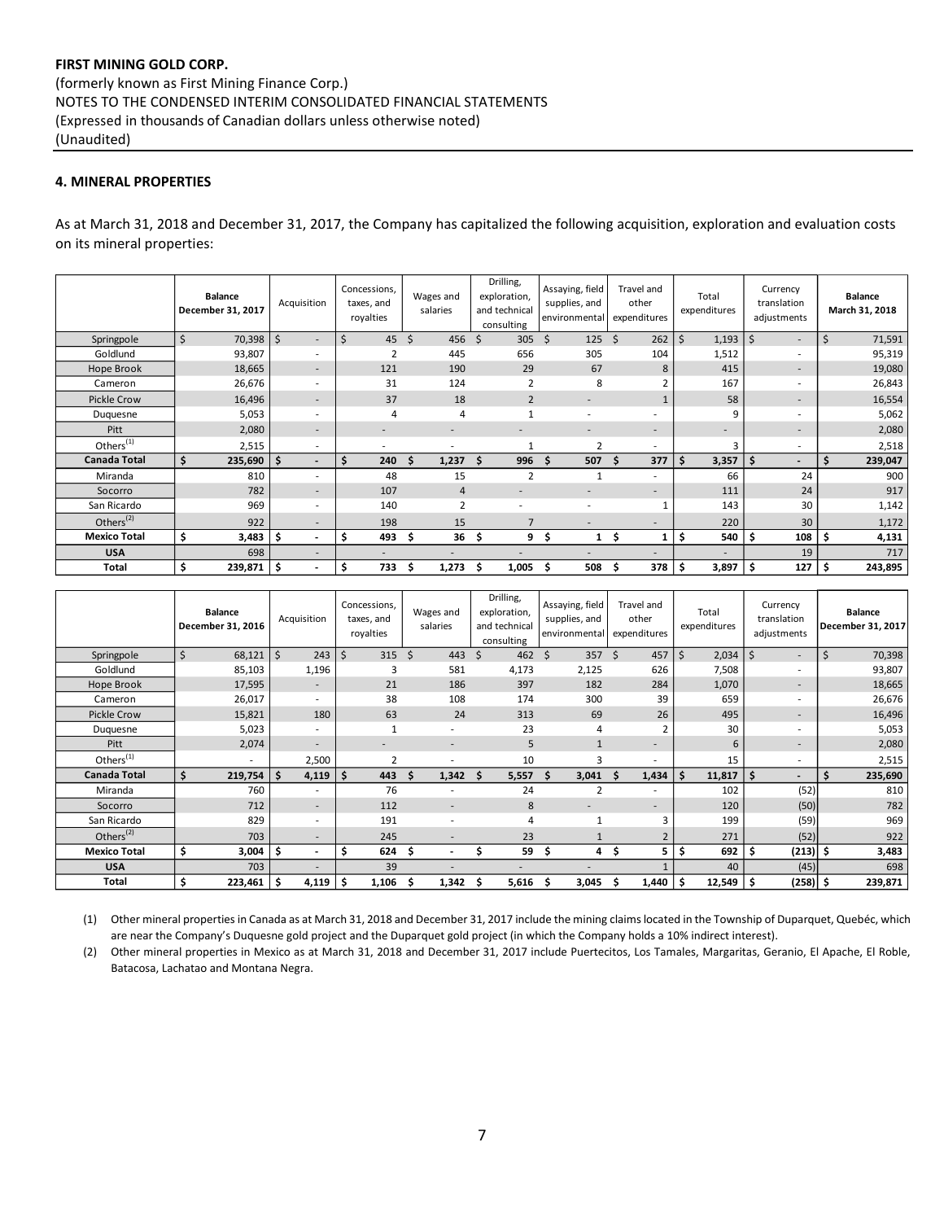**FIRST MINING GOLD CORP.**
(formerly known as First Mining Finance Corp.)
NOTES TO THE CONDENSED INTERIM CONSOLIDATED FINANCIAL STATEMENTS
(Expressed in thousands of Canadian dollars unless otherwise noted)
(Unaudited)

## 4. MINERAL PROPERTIES

As at March 31, 2018 and December 31, 2017, the Company has capitalized the following acquisition, exploration and evaluation costs on its mineral properties:

| | Balance December 31, 2017 | Acquisition | Concessions, taxes, and royalties | Wages and salaries | Drilling, exploration, and technical consulting | Assaying, field supplies, and environmental | Travel and other expenditures | Total expenditures | Currency translation adjustments | Balance March 31, 2018 |
|---|---|---|---|---|---|---|---|---|---|---|
| Springpole | $ 70,398 | $ - | $ 45 | $ 456 | $ 305 | $ 125 | $ 262 | $ 1,193 | $ - | $ 71,591 |
| Goldlund | 93,807 | - | 2 | 445 | 656 | 305 | 104 | 1,512 | - | 95,319 |
| Hope Brook | 18,665 | - | 121 | 190 | 29 | 67 | 8 | 415 | - | 19,080 |
| Cameron | 26,676 | - | 31 | 124 | 2 | 8 | 2 | 167 | - | 26,843 |
| Pickle Crow | 16,496 | - | 37 | 18 | 2 | - | 1 | 58 | - | 16,554 |
| Duquesne | 5,053 | - | 4 | 4 | 1 | - | - | 9 | - | 5,062 |
| Pitt | 2,080 | - | - | - | - | - | - | - | - | 2,080 |
| Others[(1)] | 2,515 | - | - | - | 1 | 2 | - | 3 | - | 2,518 |
| **Canada Total** | **$ 235,690** | **$ -** | **$ 240** | **$ 1,237** | **$ 996** | **$ 507** | **$ 377** | **$ 3,357** | **$ -** | **$ 239,047** |
| Miranda | 810 | - | 48 | 15 | 2 | 1 | - | 66 | 24 | 900 |
| Socorro | 782 | - | 107 | 4 | - | - | - | 111 | 24 | 917 |
| San Ricardo | 969 | - | 140 | 2 | - | - | 1 | 143 | 30 | 1,142 |
| Others[(2)] | 922 | - | 198 | 15 | 7 | - | - | 220 | 30 | 1,172 |
| **Mexico Total** | **$ 3,483** | **$ -** | **$ 493** | **$ 36** | **$ 9** | **$ 1** | **$ 1** | **$ 540** | **$ 108** | **$ 4,131** |
| **USA** | 698 | - | - | - | - | - | - | - | 19 | 717 |
| **Total** | **$ 239,871** | **$ -** | **$ 733** | **$ 1,273** | **$ 1,005** | **$ 508** | **$ 378** | **$ 3,897** | **$ 127** | **$ 243,895** |

| | Balance December 31, 2016 | Acquisition | Concessions, taxes, and royalties | Wages and salaries | Drilling, exploration, and technical consulting | Assaying, field supplies, and environmental | Travel and other expenditures | Total expenditures | Currency translation adjustments | Balance December 31, 2017 |
|---|---|---|---|---|---|---|---|---|---|---|
| Springpole | $ 68,121 | $ 243 | $ 315 | $ 443 | $ 462 | $ 357 | $ 457 | $ 2,034 | $ - | $ 70,398 |
| Goldlund | 85,103 | 1,196 | 3 | 581 | 4,173 | 2,125 | 626 | 7,508 | - | 93,807 |
| Hope Brook | 17,595 | - | 21 | 186 | 397 | 182 | 284 | 1,070 | - | 18,665 |
| Cameron | 26,017 | - | 38 | 108 | 174 | 300 | 39 | 659 | - | 26,676 |
| Pickle Crow | 15,821 | 180 | 63 | 24 | 313 | 69 | 26 | 495 | - | 16,496 |
| Duquesne | 5,023 | - | 1 | - | 23 | 4 | 2 | 30 | - | 5,053 |
| Pitt | 2,074 | - | - | - | 5 | 1 | - | 6 | - | 2,080 |
| Others[(1)] | - | 2,500 | 2 | - | 10 | 3 | - | 15 | - | 2,515 |
| **Canada Total** | **$ 219,754** | **$ 4,119** | **$ 443** | **$ 1,342** | **$ 5,557** | **$ 3,041** | **$ 1,434** | **$ 11,817** | **$ -** | **$ 235,690** |
| Miranda | 760 | - | 76 | - | 24 | 2 | - | 102 | (52) | 810 |
| Socorro | 712 | - | 112 | - | 8 | - | - | 120 | (50) | 782 |
| San Ricardo | 829 | - | 191 | - | 4 | 1 | 3 | 199 | (59) | 969 |
| Others[(2)] | 703 | - | 245 | - | 23 | 1 | 2 | 271 | (52) | 922 |
| **Mexico Total** | **$ 3,004** | **$ -** | **$ 624** | **$ -** | **$ 59** | **$ 4** | **$ 5** | **$ 692** | **$ (213)** | **$ 3,483** |
| **USA** | 703 | - | 39 | - | - | - | 1 | 40 | (45) | 698 |
| **Total** | **$ 223,461** | **$ 4,119** | **$ 1,106** | **$ 1,342** | **$ 5,616** | **$ 3,045** | **$ 1,440** | **$ 12,549** | **$ (258)** | **$ 239,871** |

(1) Other mineral properties in Canada as at March 31, 2018 and December 31, 2017 include the mining claims located in the Township of Duparquet, Quebéc, which are near the Company's Duquesne gold project and the Duparquet gold project (in which the Company holds a 10% indirect interest).

(2) Other mineral properties in Mexico as at March 31, 2018 and December 31, 2017 include Puertecitos, Los Tamales, Margaritas, Geranio, El Apache, El Roble, Batacosa, Lachatao and Montana Negra.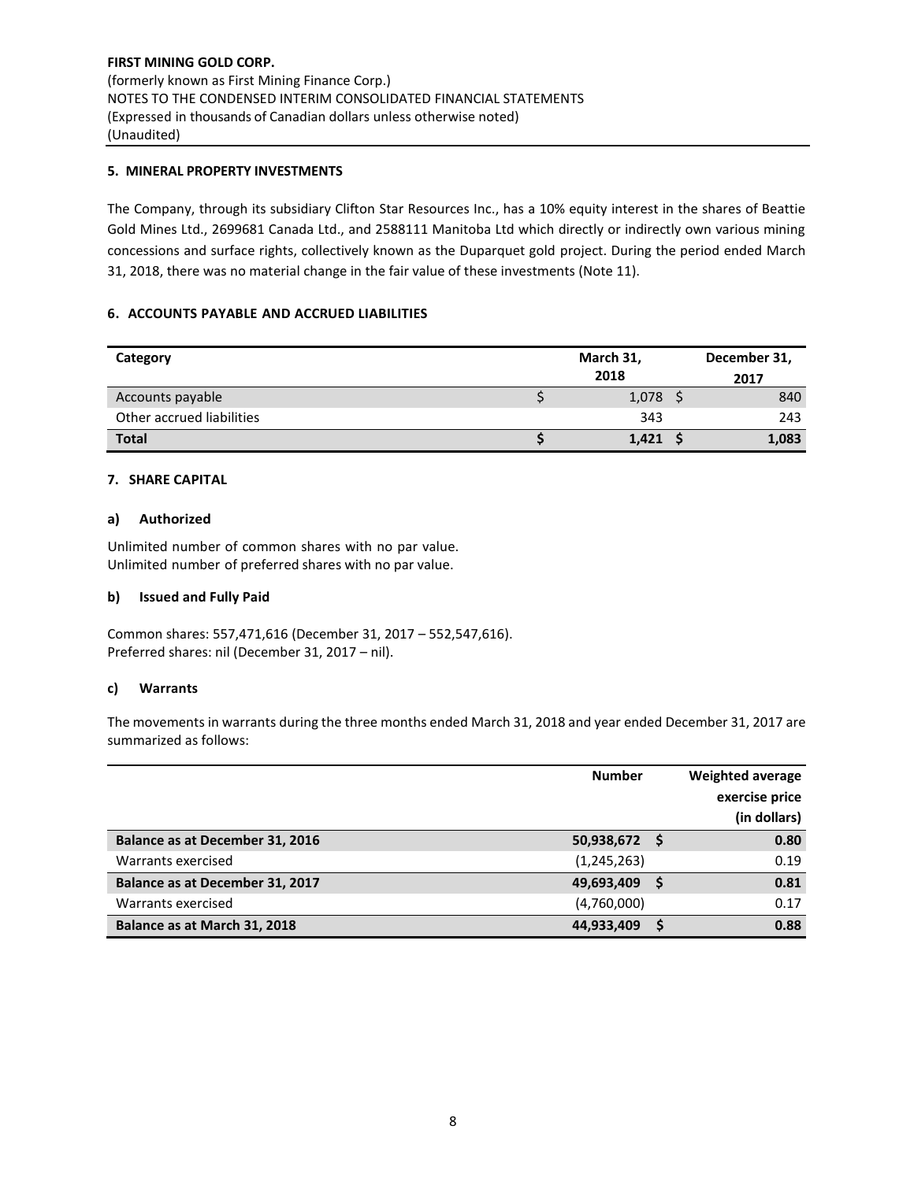**FIRST MINING GOLD CORP.**
(formerly known as First Mining Finance Corp.)
NOTES TO THE CONDENSED INTERIM CONSOLIDATED FINANCIAL STATEMENTS
(Expressed in thousands of Canadian dollars unless otherwise noted)
(Unaudited)

### 5. MINERAL PROPERTY INVESTMENTS

The Company, through its subsidiary Clifton Star Resources Inc., has a 10% equity interest in the shares of Beattie Gold Mines Ltd., 2699681 Canada Ltd., and 2588111 Manitoba Ltd which directly or indirectly own various mining concessions and surface rights, collectively known as the Duparquet gold project. During the period ended March 31, 2018, there was no material change in the fair value of these investments (Note 11).

### 6. ACCOUNTS PAYABLE AND ACCRUED LIABILITIES

| Category | | March 31, 2018 | | December 31, 2017 |
|---|---|---|---|---|
| Accounts payable | $ | 1,078 | $ | 840 |
| Other accrued liabilities | | 343 | | 243 |
| **Total** | **$** | **1,421** | **$** | **1,083** |

### 7. SHARE CAPITAL

#### a) Authorized

Unlimited number of common shares with no par value.
Unlimited number of preferred shares with no par value.

#### b) Issued and Fully Paid

Common shares: 557,471,616 (December 31, 2017 – 552,547,616).
Preferred shares: nil (December 31, 2017 – nil).

#### c) Warrants

The movements in warrants during the three months ended March 31, 2018 and year ended December 31, 2017 are summarized as follows:

| | Number | | Weighted average exercise price (in dollars) |
|---|---|---|---|
| **Balance as at December 31, 2016** | **50,938,672** | **$** | **0.80** |
| Warrants exercised | (1,245,263) | | 0.19 |
| **Balance as at December 31, 2017** | **49,693,409** | **$** | **0.81** |
| Warrants exercised | (4,760,000) | | 0.17 |
| **Balance as at March 31, 2018** | **44,933,409** | **$** | **0.88** |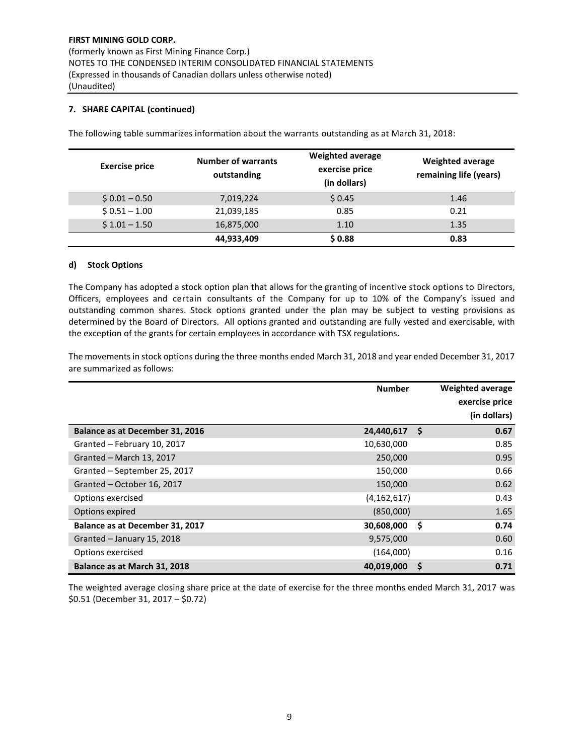**FIRST MINING GOLD CORP.**
(formerly known as First Mining Finance Corp.)
NOTES TO THE CONDENSED INTERIM CONSOLIDATED FINANCIAL STATEMENTS
(Expressed in thousands of Canadian dollars unless otherwise noted)
(Unaudited)

## 7. SHARE CAPITAL (continued)

The following table summarizes information about the warrants outstanding as at March 31, 2018:

| Exercise price | Number of warrants outstanding | Weighted average exercise price (in dollars) | Weighted average remaining life (years) |
|---|---|---|---|
| $ 0.01 – 0.50 | 7,019,224 | $ 0.45 | 1.46 |
| $ 0.51 – 1.00 | 21,039,185 | 0.85 | 0.21 |
| $ 1.01 – 1.50 | 16,875,000 | 1.10 | 1.35 |
| | **44,933,409** | **$ 0.88** | **0.83** |

### d) Stock Options

The Company has adopted a stock option plan that allows for the granting of incentive stock options to Directors, Officers, employees and certain consultants of the Company for up to 10% of the Company's issued and outstanding common shares. Stock options granted under the plan may be subject to vesting provisions as determined by the Board of Directors. All options granted and outstanding are fully vested and exercisable, with the exception of the grants for certain employees in accordance with TSX regulations.

The movements in stock options during the three months ended March 31, 2018 and year ended December 31, 2017 are summarized as follows:

| | Number | Weighted average exercise price (in dollars) |
|---|---|---|
| **Balance as at December 31, 2016** | **24,440,617** | **$ 0.67** |
| Granted – February 10, 2017 | 10,630,000 | 0.85 |
| Granted – March 13, 2017 | 250,000 | 0.95 |
| Granted – September 25, 2017 | 150,000 | 0.66 |
| Granted – October 16, 2017 | 150,000 | 0.62 |
| Options exercised | (4,162,617) | 0.43 |
| Options expired | (850,000) | 1.65 |
| **Balance as at December 31, 2017** | **30,608,000** | **$ 0.74** |
| Granted – January 15, 2018 | 9,575,000 | 0.60 |
| Options exercised | (164,000) | 0.16 |
| **Balance as at March 31, 2018** | **40,019,000** | **$ 0.71** |

The weighted average closing share price at the date of exercise for the three months ended March 31, 2017 was $0.51 (December 31, 2017 – $0.72)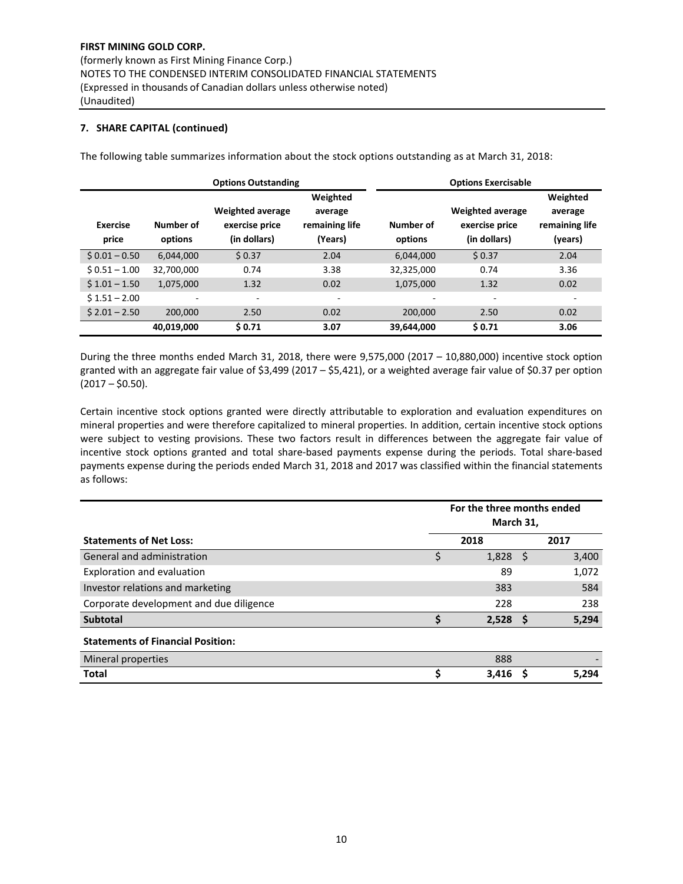**FIRST MINING GOLD CORP.**
(formerly known as First Mining Finance Corp.)
NOTES TO THE CONDENSED INTERIM CONSOLIDATED FINANCIAL STATEMENTS
(Expressed in thousands of Canadian dollars unless otherwise noted)
(Unaudited)

### 7. SHARE CAPITAL (continued)

The following table summarizes information about the stock options outstanding as at March 31, 2018:

| | Options Outstanding | | | Options Exercisable | | |
|---|---|---|---|---|---|---|
| Exercise price | Number of options | Weighted average exercise price (in dollars) | Weighted average remaining life (Years) | Number of options | Weighted average exercise price (in dollars) | Weighted average remaining life (years) |
| $ 0.01 – 0.50 | 6,044,000 | $ 0.37 | 2.04 | 6,044,000 | $ 0.37 | 2.04 |
| $ 0.51 – 1.00 | 32,700,000 | 0.74 | 3.38 | 32,325,000 | 0.74 | 3.36 |
| $ 1.01 – 1.50 | 1,075,000 | 1.32 | 0.02 | 1,075,000 | 1.32 | 0.02 |
| $ 1.51 – 2.00 | - | - | - | - | - | - |
| $ 2.01 – 2.50 | 200,000 | 2.50 | 0.02 | 200,000 | 2.50 | 0.02 |
| | **40,019,000** | **$ 0.71** | **3.07** | **39,644,000** | **$ 0.71** | **3.06** |

During the three months ended March 31, 2018, there were 9,575,000 (2017 – 10,880,000) incentive stock option granted with an aggregate fair value of $3,499 (2017 – $5,421), or a weighted average fair value of $0.37 per option (2017 – $0.50).

Certain incentive stock options granted were directly attributable to exploration and evaluation expenditures on mineral properties and were therefore capitalized to mineral properties. In addition, certain incentive stock options were subject to vesting provisions. These two factors result in differences between the aggregate fair value of incentive stock options granted and total share-based payments expense during the periods. Total share-based payments expense during the periods ended March 31, 2018 and 2017 was classified within the financial statements as follows:

| | For the three months ended March 31, | |
|---|---|---|
| **Statements of Net Loss:** | **2018** | **2017** |
| General and administration | $ 1,828 | $ 3,400 |
| Exploration and evaluation | 89 | 1,072 |
| Investor relations and marketing | 383 | 584 |
| Corporate development and due diligence | 228 | 238 |
| **Subtotal** | **$ 2,528** | **$ 5,294** |
| **Statements of Financial Position:** | | |
| Mineral properties | 888 | - |
| **Total** | **$ 3,416** | **$ 5,294** |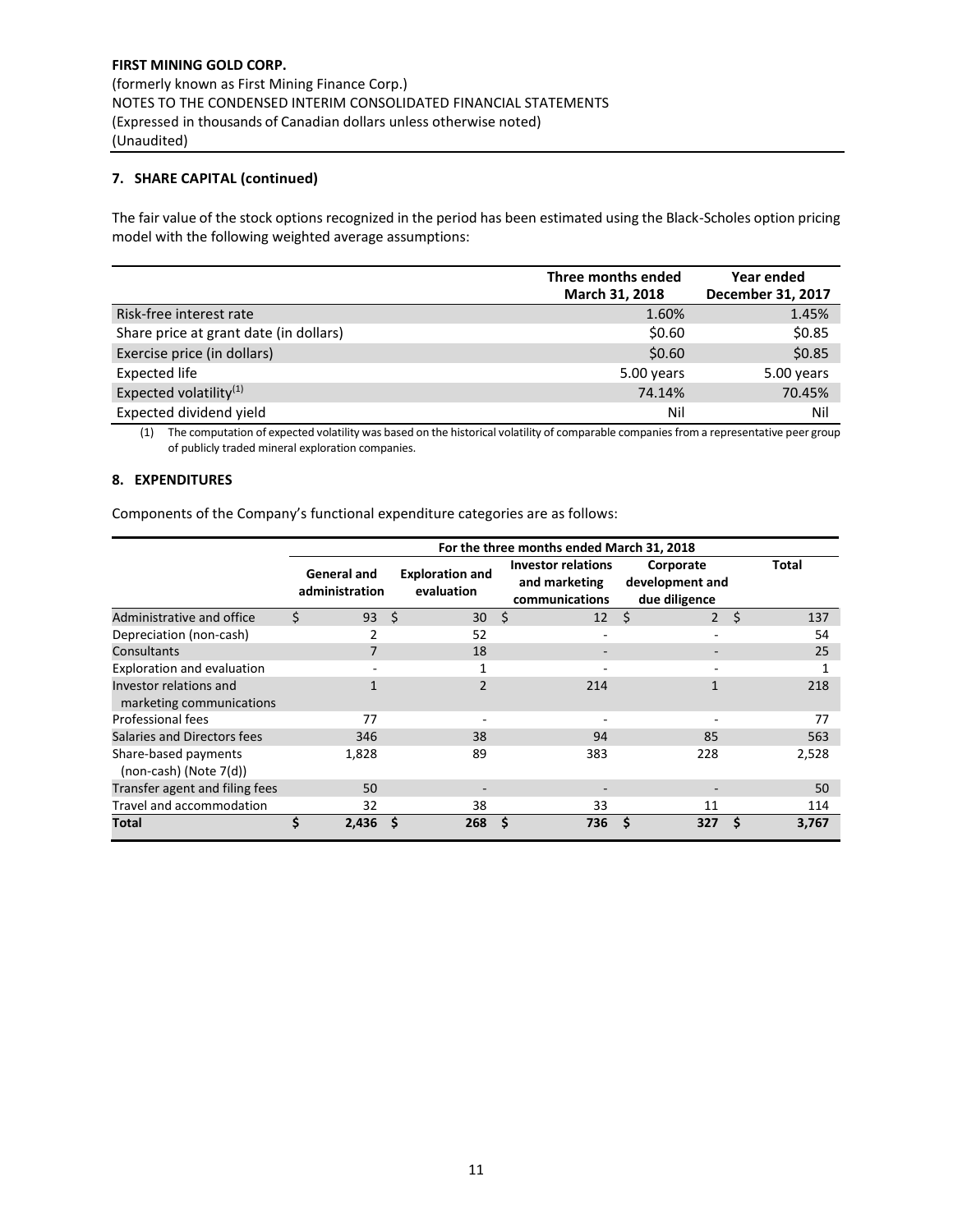**FIRST MINING GOLD CORP.**
(formerly known as First Mining Finance Corp.)
NOTES TO THE CONDENSED INTERIM CONSOLIDATED FINANCIAL STATEMENTS
(Expressed in thousands of Canadian dollars unless otherwise noted)
(Unaudited)

### 7. SHARE CAPITAL (continued)

The fair value of the stock options recognized in the period has been estimated using the Black-Scholes option pricing model with the following weighted average assumptions:

| | Three months ended March 31, 2018 | Year ended December 31, 2017 |
|---|---|---|
| Risk-free interest rate | 1.60% | 1.45% |
| Share price at grant date (in dollars) | $0.60 | $0.85 |
| Exercise price (in dollars) | $0.60 | $0.85 |
| Expected life | 5.00 years | 5.00 years |
| Expected volatility[1] | 74.14% | 70.45% |
| Expected dividend yield | Nil | Nil |

(1) The computation of expected volatility was based on the historical volatility of comparable companies from a representative peer group of publicly traded mineral exploration companies.

### 8. EXPENDITURES

Components of the Company's functional expenditure categories are as follows:

| | For the three months ended March 31, 2018 | | | | |
|---|---|---|---|---|---|
| | General and administration | Exploration and evaluation | Investor relations and marketing communications | Corporate development and due diligence | Total |
| Administrative and office | $ 93 | $ 30 | $ 12 | $ 2 | $ 137 |
| Depreciation (non-cash) | 2 | 52 | - | - | 54 |
| Consultants | 7 | 18 | - | - | 25 |
| Exploration and evaluation | - | 1 | - | - | 1 |
| Investor relations and marketing communications | 1 | 2 | 214 | 1 | 218 |
| Professional fees | 77 | - | - | - | 77 |
| Salaries and Directors fees | 346 | 38 | 94 | 85 | 563 |
| Share-based payments (non-cash) (Note 7(d)) | 1,828 | 89 | 383 | 228 | 2,528 |
| Transfer agent and filing fees | 50 | - | - | - | 50 |
| Travel and accommodation | 32 | 38 | 33 | 11 | 114 |
| **Total** | **$ 2,436** | **$ 268** | **$ 736** | **$ 327** | **$ 3,767** |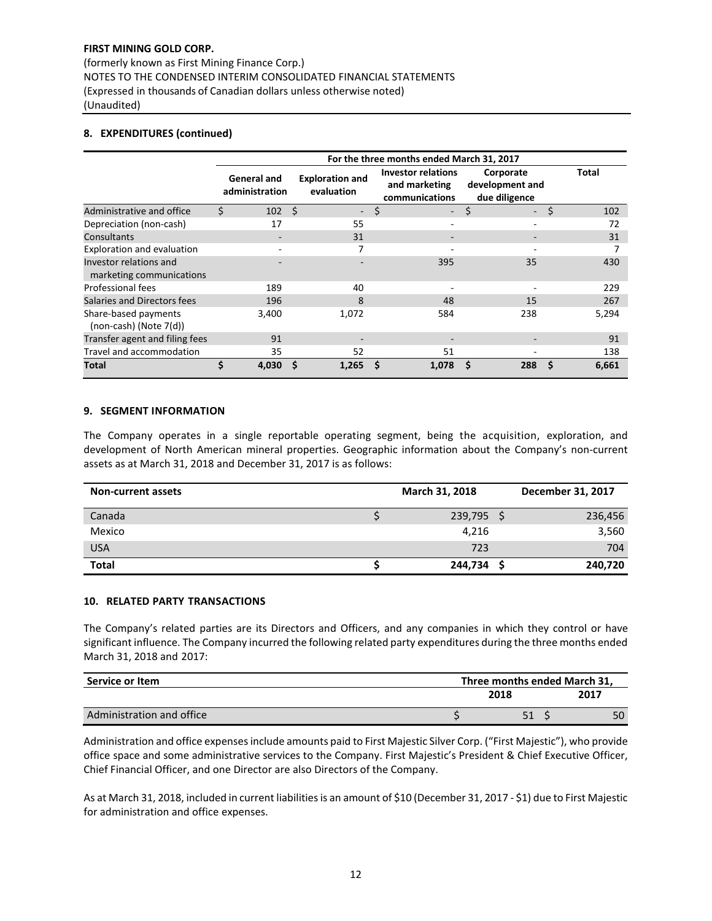## 8. EXPENDITURES (continued)

| | For the three months ended March 31, 2017 | | | | |
|---|---|---|---|---|---|
| | General and administration | Exploration and evaluation | Investor relations and marketing communications | Corporate development and due diligence | Total |
| Administrative and office | $ 102 | $ - | $ - | $ - | $ 102 |
| Depreciation (non-cash) | 17 | 55 | - | - | 72 |
| Consultants | - | 31 | - | - | 31 |
| Exploration and evaluation | - | 7 | - | - | 7 |
| Investor relations and marketing communications | - | - | 395 | 35 | 430 |
| Professional fees | 189 | 40 | - | - | 229 |
| Salaries and Directors fees | 196 | 8 | 48 | 15 | 267 |
| Share-based payments (non-cash) (Note 7(d)) | 3,400 | 1,072 | 584 | 238 | 5,294 |
| Transfer agent and filing fees | 91 | - | - | - | 91 |
| Travel and accommodation | 35 | 52 | 51 | - | 138 |
| **Total** | **$ 4,030** | **$ 1,265** | **$ 1,078** | **$ 288** | **$ 6,661** |

## 9. SEGMENT INFORMATION

The Company operates in a single reportable operating segment, being the acquisition, exploration, and development of North American mineral properties. Geographic information about the Company's non-current assets as at March 31, 2018 and December 31, 2017 is as follows:

| Non-current assets | March 31, 2018 | December 31, 2017 |
|---|---|---|
| Canada | $ 239,795 | $ 236,456 |
| Mexico | 4,216 | 3,560 |
| USA | 723 | 704 |
| **Total** | **$ 244,734** | **$ 240,720** |

## 10. RELATED PARTY TRANSACTIONS

The Company's related parties are its Directors and Officers, and any companies in which they control or have significant influence. The Company incurred the following related party expenditures during the three months ended March 31, 2018 and 2017:

| Service or Item | Three months ended March 31, | |
|---|---|---|
| | 2018 | 2017 |
| Administration and office | $ 51 | $ 50 |

Administration and office expenses include amounts paid to First Majestic Silver Corp. ("First Majestic"), who provide office space and some administrative services to the Company. First Majestic's President & Chief Executive Officer, Chief Financial Officer, and one Director are also Directors of the Company.

As at March 31, 2018, included in current liabilities is an amount of $10 (December 31, 2017 - $1) due to First Majestic for administration and office expenses.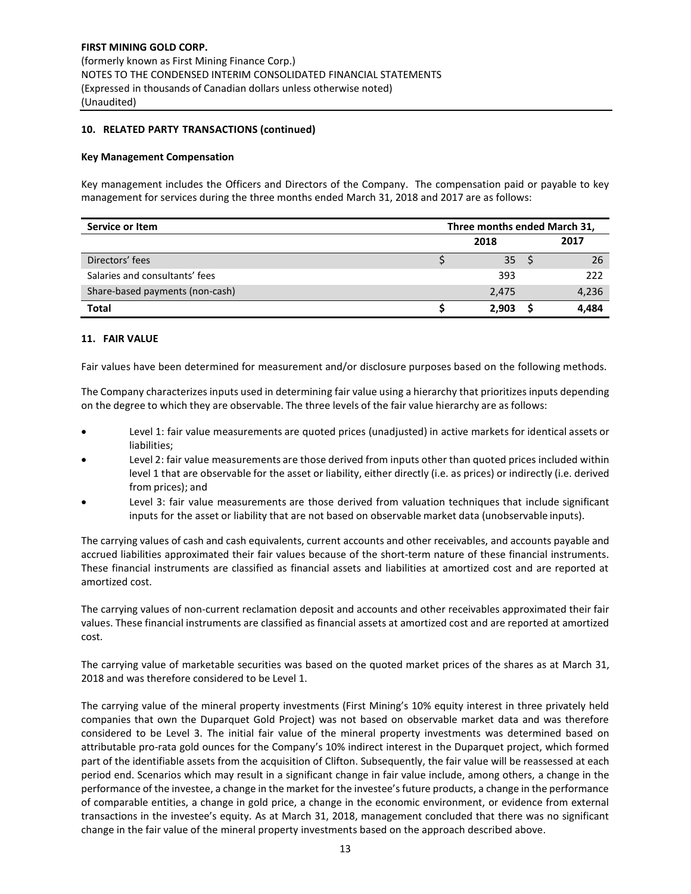**FIRST MINING GOLD CORP.**
(formerly known as First Mining Finance Corp.)
NOTES TO THE CONDENSED INTERIM CONSOLIDATED FINANCIAL STATEMENTS
(Expressed in thousands of Canadian dollars unless otherwise noted)
(Unaudited)

**10. RELATED PARTY TRANSACTIONS (continued)**

**Key Management Compensation**

Key management includes the Officers and Directors of the Company. The compensation paid or payable to key management for services during the three months ended March 31, 2018 and 2017 are as follows:

| Service or Item | Three months ended March 31, | |
|---|---|---|
| | 2018 | 2017 |
| Directors' fees | $ 35 | $ 26 |
| Salaries and consultants' fees | 393 | 222 |
| Share-based payments (non-cash) | 2,475 | 4,236 |
| **Total** | **$ 2,903** | **$ 4,484** |

**11. FAIR VALUE**

Fair values have been determined for measurement and/or disclosure purposes based on the following methods.

The Company characterizes inputs used in determining fair value using a hierarchy that prioritizes inputs depending on the degree to which they are observable. The three levels of the fair value hierarchy are as follows:

- Level 1: fair value measurements are quoted prices (unadjusted) in active markets for identical assets or liabilities;
- Level 2: fair value measurements are those derived from inputs other than quoted prices included within level 1 that are observable for the asset or liability, either directly (i.e. as prices) or indirectly (i.e. derived from prices); and
- Level 3: fair value measurements are those derived from valuation techniques that include significant inputs for the asset or liability that are not based on observable market data (unobservable inputs).

The carrying values of cash and cash equivalents, current accounts and other receivables, and accounts payable and accrued liabilities approximated their fair values because of the short-term nature of these financial instruments. These financial instruments are classified as financial assets and liabilities at amortized cost and are reported at amortized cost.

The carrying values of non-current reclamation deposit and accounts and other receivables approximated their fair values. These financial instruments are classified as financial assets at amortized cost and are reported at amortized cost.

The carrying value of marketable securities was based on the quoted market prices of the shares as at March 31, 2018 and was therefore considered to be Level 1.

The carrying value of the mineral property investments (First Mining's 10% equity interest in three privately held companies that own the Duparquet Gold Project) was not based on observable market data and was therefore considered to be Level 3. The initial fair value of the mineral property investments was determined based on attributable pro-rata gold ounces for the Company's 10% indirect interest in the Duparquet project, which formed part of the identifiable assets from the acquisition of Clifton. Subsequently, the fair value will be reassessed at each period end. Scenarios which may result in a significant change in fair value include, among others, a change in the performance of the investee, a change in the market for the investee's future products, a change in the performance of comparable entities, a change in gold price, a change in the economic environment, or evidence from external transactions in the investee's equity. As at March 31, 2018, management concluded that there was no significant change in the fair value of the mineral property investments based on the approach described above.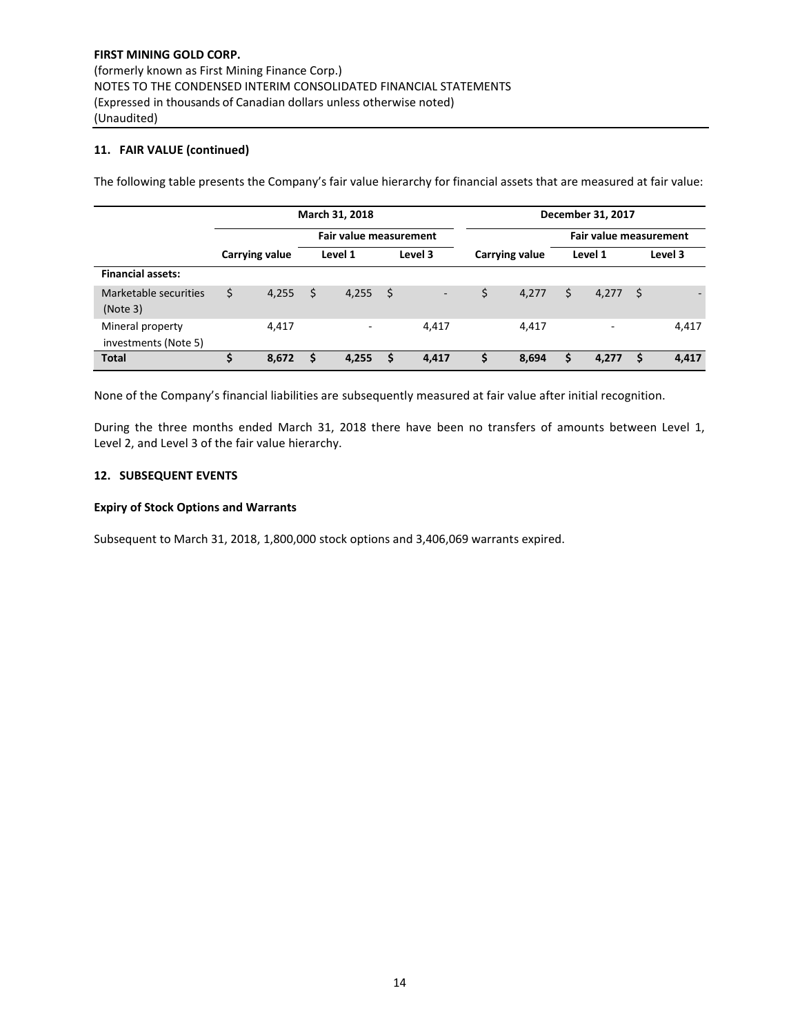## 11. FAIR VALUE (continued)

The following table presents the Company's fair value hierarchy for financial assets that are measured at fair value:

| | March 31, 2018 | | | December 31, 2017 | | |
|---|---|---|---|---|---|---|
| | | Fair value measurement | | | Fair value measurement | |
| | Carrying value | Level 1 | Level 3 | Carrying value | Level 1 | Level 3 |
| **Financial assets:** | | | | | | |
| Marketable securities (Note 3) | $ 4,255 | $ 4,255 | $ - | $ 4,277 | $ 4,277 | $ - |
| Mineral property investments (Note 5) | 4,417 | - | 4,417 | 4,417 | - | 4,417 |
| **Total** | **$ 8,672** | **$ 4,255** | **$ 4,417** | **$ 8,694** | **$ 4,277** | **$ 4,417** |

None of the Company's financial liabilities are subsequently measured at fair value after initial recognition.

During the three months ended March 31, 2018 there have been no transfers of amounts between Level 1, Level 2, and Level 3 of the fair value hierarchy.

## 12. SUBSEQUENT EVENTS

### Expiry of Stock Options and Warrants

Subsequent to March 31, 2018, 1,800,000 stock options and 3,406,069 warrants expired.